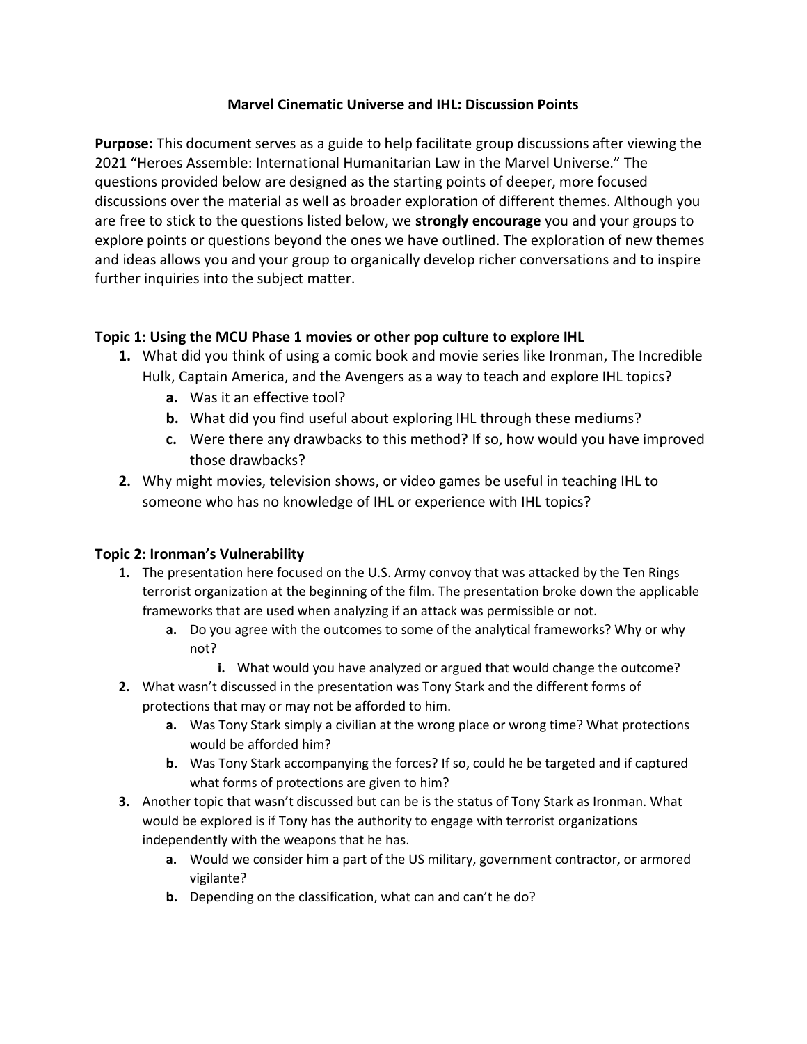# Marvel Cinematic Universe and IHL: Discussion Points

**Purpose:** This document serves as a guide to help facilitate group discussions after viewing the 2021 "Heroes Assemble: International Humanitarian Law in the Marvel Universe." The questions provided below are designed as the starting points of deeper, more focused discussions over the material as well as broader exploration of different themes. Although you are free to stick to the questions listed below, we **strongly encourage** you and your groups to explore points or questions beyond the ones we have outlined. The exploration of new themes and ideas allows you and your group to organically develop richer conversations and to inspire further inquiries into the subject matter.

## Topic 1: Using the MCU Phase 1 movies or other pop culture to explore IHL

1. What did you think of using a comic book and movie series like Ironman, The Incredible Hulk, Captain America, and the Avengers as a way to teach and explore IHL topics?
    a. Was it an effective tool?
    b. What did you find useful about exploring IHL through these mediums?
    c. Were there any drawbacks to this method? If so, how would you have improved those drawbacks?
2. Why might movies, television shows, or video games be useful in teaching IHL to someone who has no knowledge of IHL or experience with IHL topics?

## Topic 2: Ironman's Vulnerability

1. The presentation here focused on the U.S. Army convoy that was attacked by the Ten Rings terrorist organization at the beginning of the film. The presentation broke down the applicable frameworks that are used when analyzing if an attack was permissible or not.
    a. Do you agree with the outcomes to some of the analytical frameworks? Why or why not?
        i. What would you have analyzed or argued that would change the outcome?
2. What wasn't discussed in the presentation was Tony Stark and the different forms of protections that may or may not be afforded to him.
    a. Was Tony Stark simply a civilian at the wrong place or wrong time? What protections would be afforded him?
    b. Was Tony Stark accompanying the forces? If so, could he be targeted and if captured what forms of protections are given to him?
3. Another topic that wasn't discussed but can be is the status of Tony Stark as Ironman. What would be explored is if Tony has the authority to engage with terrorist organizations independently with the weapons that he has.
    a. Would we consider him a part of the US military, government contractor, or armored vigilante?
    b. Depending on the classification, what can and can't he do?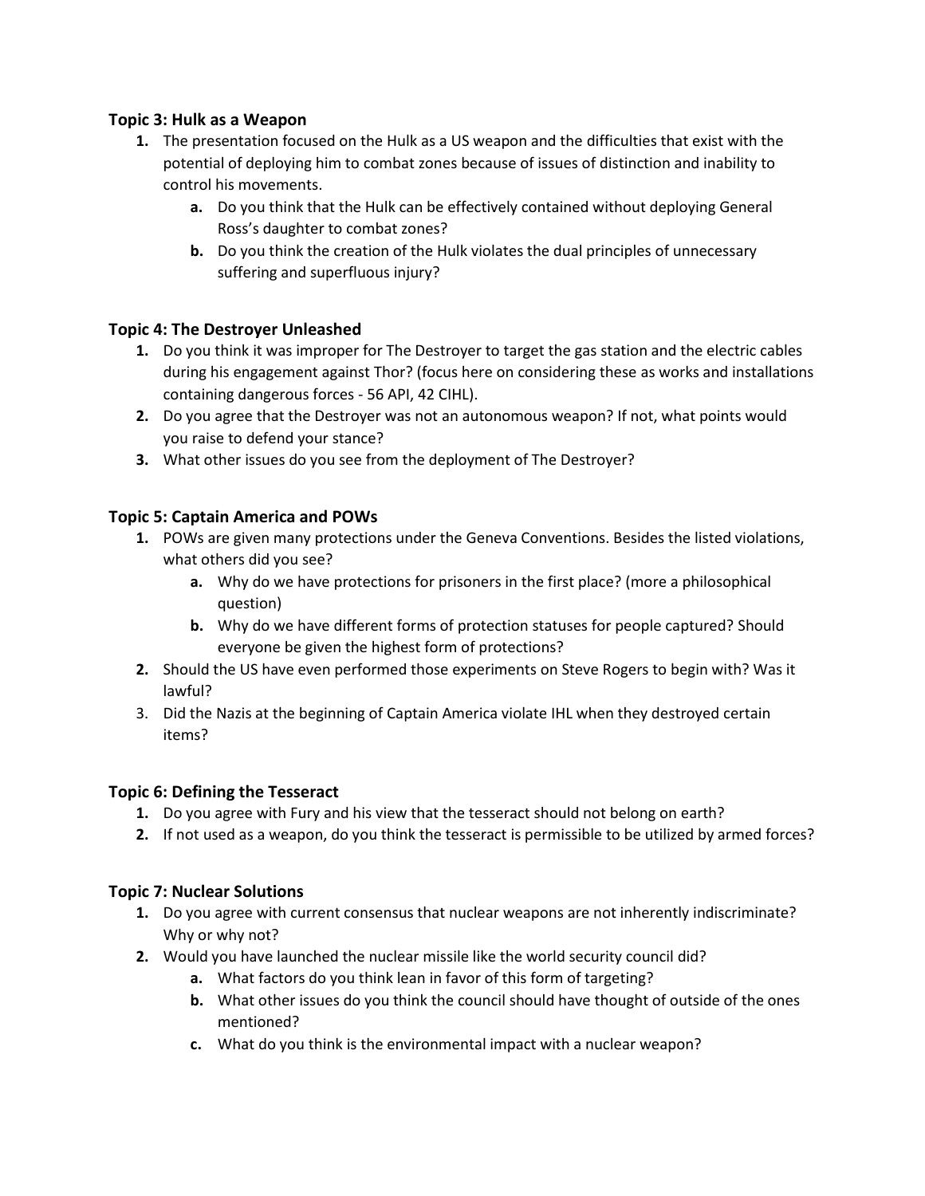### Topic 3: Hulk as a Weapon

1. The presentation focused on the Hulk as a US weapon and the difficulties that exist with the potential of deploying him to combat zones because of issues of distinction and inability to control his movements.
    a. Do you think that the Hulk can be effectively contained without deploying General Ross's daughter to combat zones?
    b. Do you think the creation of the Hulk violates the dual principles of unnecessary suffering and superfluous injury?

### Topic 4: The Destroyer Unleashed

1. Do you think it was improper for The Destroyer to target the gas station and the electric cables during his engagement against Thor? (focus here on considering these as works and installations containing dangerous forces - 56 API, 42 CIHL).
2. Do you agree that the Destroyer was not an autonomous weapon? If not, what points would you raise to defend your stance?
3. What other issues do you see from the deployment of The Destroyer?

### Topic 5: Captain America and POWs

1. POWs are given many protections under the Geneva Conventions. Besides the listed violations, what others did you see?
    a. Why do we have protections for prisoners in the first place? (more a philosophical question)
    b. Why do we have different forms of protection statuses for people captured? Should everyone be given the highest form of protections?
2. Should the US have even performed those experiments on Steve Rogers to begin with? Was it lawful?
3. Did the Nazis at the beginning of Captain America violate IHL when they destroyed certain items?

### Topic 6: Defining the Tesseract

1. Do you agree with Fury and his view that the tesseract should not belong on earth?
2. If not used as a weapon, do you think the tesseract is permissible to be utilized by armed forces?

### Topic 7: Nuclear Solutions

1. Do you agree with current consensus that nuclear weapons are not inherently indiscriminate? Why or why not?
2. Would you have launched the nuclear missile like the world security council did?
    a. What factors do you think lean in favor of this form of targeting?
    b. What other issues do you think the council should have thought of outside of the ones mentioned?
    c. What do you think is the environmental impact with a nuclear weapon?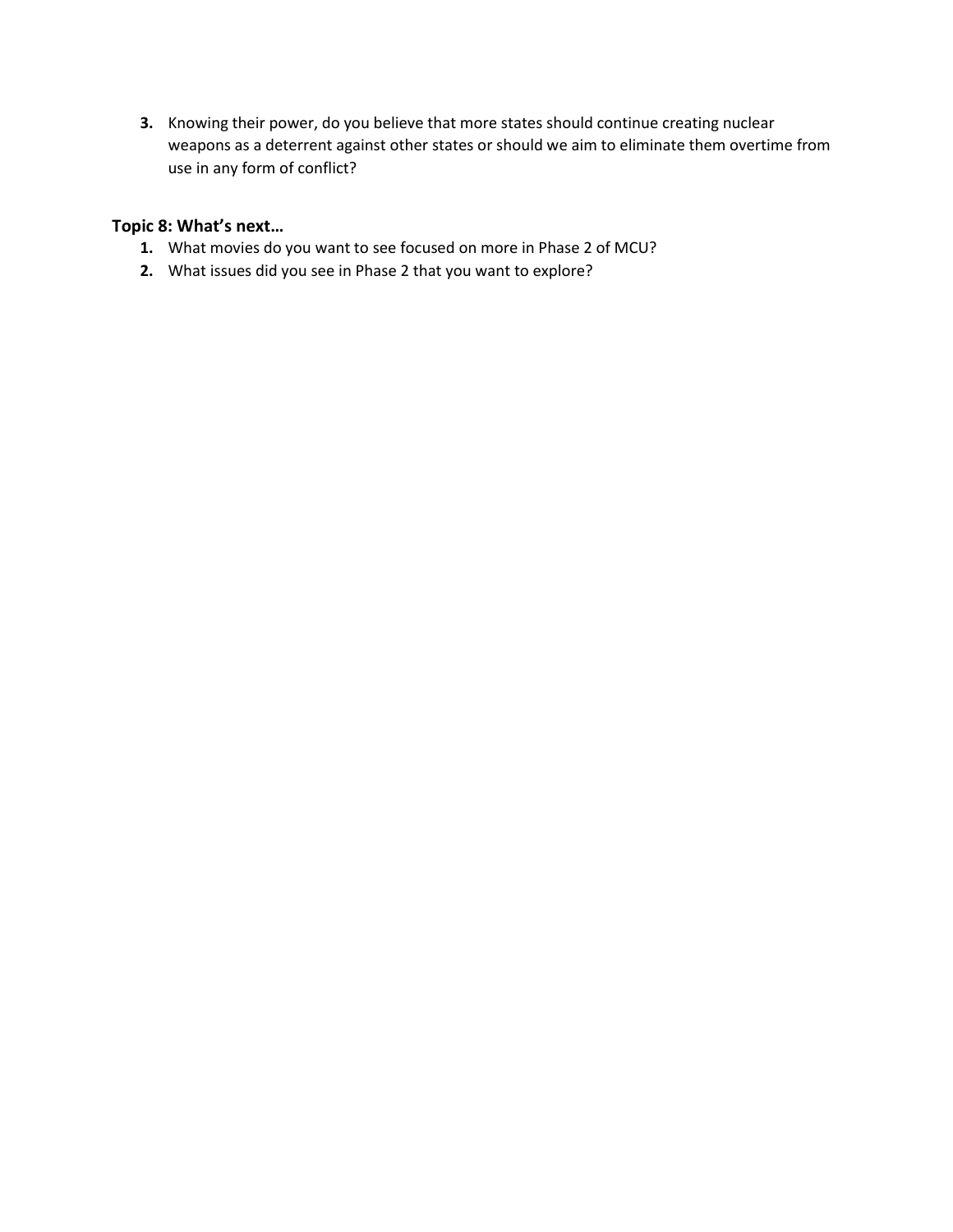3. Knowing their power, do you believe that more states should continue creating nuclear weapons as a deterrent against other states or should we aim to eliminate them overtime from use in any form of conflict?

### Topic 8: What's next…

1. What movies do you want to see focused on more in Phase 2 of MCU?
2. What issues did you see in Phase 2 that you want to explore?